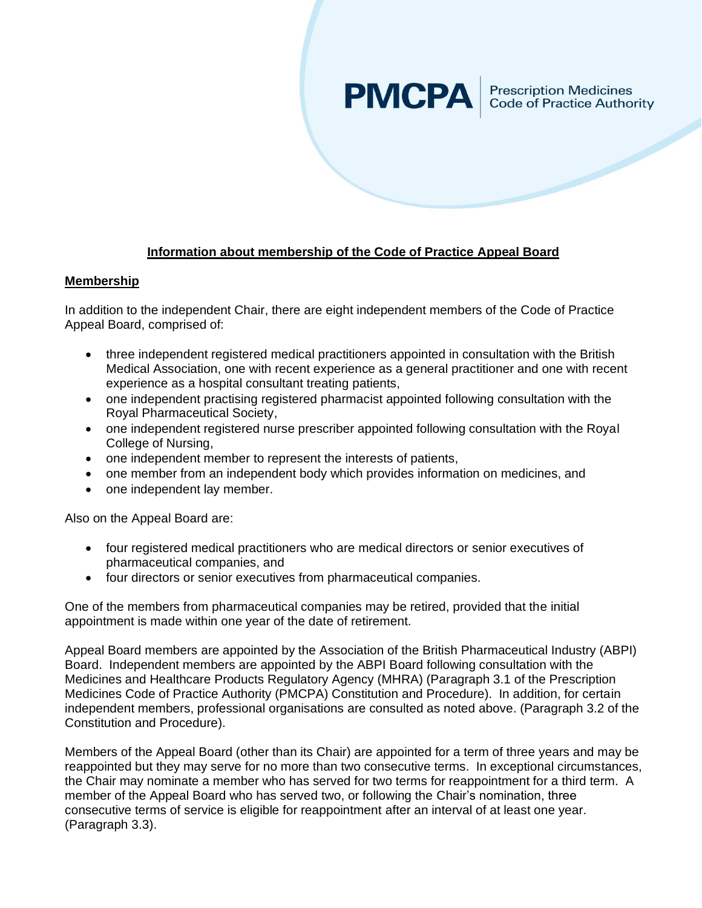**PMCPA** Prescription Medicines Code of Practice Authority

## Information about membership of the Code of Practice Appeal Board

### Membership

In addition to the independent Chair, there are eight independent members of the Code of Practice Appeal Board, comprised of:

- three independent registered medical practitioners appointed in consultation with the British Medical Association, one with recent experience as a general practitioner and one with recent experience as a hospital consultant treating patients,
- one independent practising registered pharmacist appointed following consultation with the Royal Pharmaceutical Society,
- one independent registered nurse prescriber appointed following consultation with the Royal College of Nursing,
- one independent member to represent the interests of patients,
- one member from an independent body which provides information on medicines, and
- one independent lay member.

Also on the Appeal Board are:

- four registered medical practitioners who are medical directors or senior executives of pharmaceutical companies, and
- four directors or senior executives from pharmaceutical companies.

One of the members from pharmaceutical companies may be retired, provided that the initial appointment is made within one year of the date of retirement.

Appeal Board members are appointed by the Association of the British Pharmaceutical Industry (ABPI) Board. Independent members are appointed by the ABPI Board following consultation with the Medicines and Healthcare Products Regulatory Agency (MHRA) (Paragraph 3.1 of the Prescription Medicines Code of Practice Authority (PMCPA) Constitution and Procedure). In addition, for certain independent members, professional organisations are consulted as noted above. (Paragraph 3.2 of the Constitution and Procedure).

Members of the Appeal Board (other than its Chair) are appointed for a term of three years and may be reappointed but they may serve for no more than two consecutive terms. In exceptional circumstances, the Chair may nominate a member who has served for two terms for reappointment for a third term. A member of the Appeal Board who has served two, or following the Chair's nomination, three consecutive terms of service is eligible for reappointment after an interval of at least one year. (Paragraph 3.3).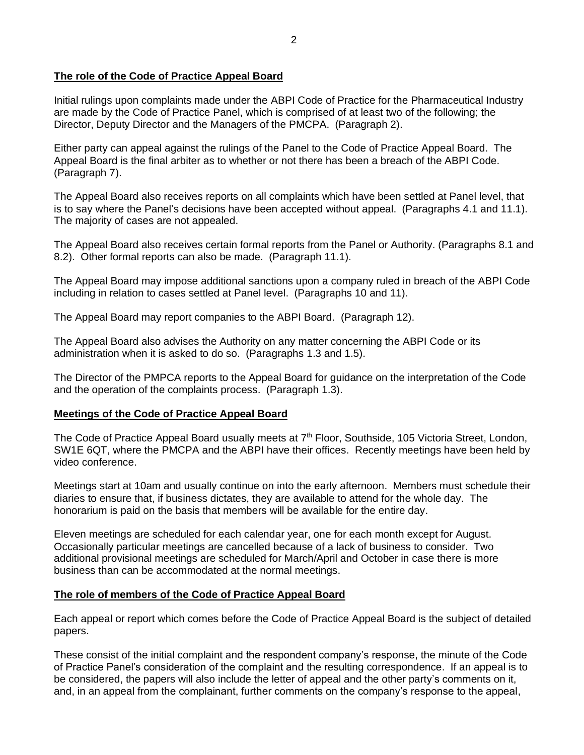## The role of the Code of Practice Appeal Board

Initial rulings upon complaints made under the ABPI Code of Practice for the Pharmaceutical Industry are made by the Code of Practice Panel, which is comprised of at least two of the following; the Director, Deputy Director and the Managers of the PMCPA. (Paragraph 2).

Either party can appeal against the rulings of the Panel to the Code of Practice Appeal Board. The Appeal Board is the final arbiter as to whether or not there has been a breach of the ABPI Code. (Paragraph 7).

The Appeal Board also receives reports on all complaints which have been settled at Panel level, that is to say where the Panel's decisions have been accepted without appeal. (Paragraphs 4.1 and 11.1). The majority of cases are not appealed.

The Appeal Board also receives certain formal reports from the Panel or Authority. (Paragraphs 8.1 and 8.2). Other formal reports can also be made. (Paragraph 11.1).

The Appeal Board may impose additional sanctions upon a company ruled in breach of the ABPI Code including in relation to cases settled at Panel level. (Paragraphs 10 and 11).

The Appeal Board may report companies to the ABPI Board. (Paragraph 12).

The Appeal Board also advises the Authority on any matter concerning the ABPI Code or its administration when it is asked to do so. (Paragraphs 1.3 and 1.5).

The Director of the PMPCA reports to the Appeal Board for guidance on the interpretation of the Code and the operation of the complaints process. (Paragraph 1.3).

## Meetings of the Code of Practice Appeal Board

The Code of Practice Appeal Board usually meets at 7th Floor, Southside, 105 Victoria Street, London, SW1E 6QT, where the PMCPA and the ABPI have their offices. Recently meetings have been held by video conference.

Meetings start at 10am and usually continue on into the early afternoon. Members must schedule their diaries to ensure that, if business dictates, they are available to attend for the whole day. The honorarium is paid on the basis that members will be available for the entire day.

Eleven meetings are scheduled for each calendar year, one for each month except for August. Occasionally particular meetings are cancelled because of a lack of business to consider. Two additional provisional meetings are scheduled for March/April and October in case there is more business than can be accommodated at the normal meetings.

## The role of members of the Code of Practice Appeal Board

Each appeal or report which comes before the Code of Practice Appeal Board is the subject of detailed papers.

These consist of the initial complaint and the respondent company's response, the minute of the Code of Practice Panel's consideration of the complaint and the resulting correspondence. If an appeal is to be considered, the papers will also include the letter of appeal and the other party's comments on it, and, in an appeal from the complainant, further comments on the company's response to the appeal,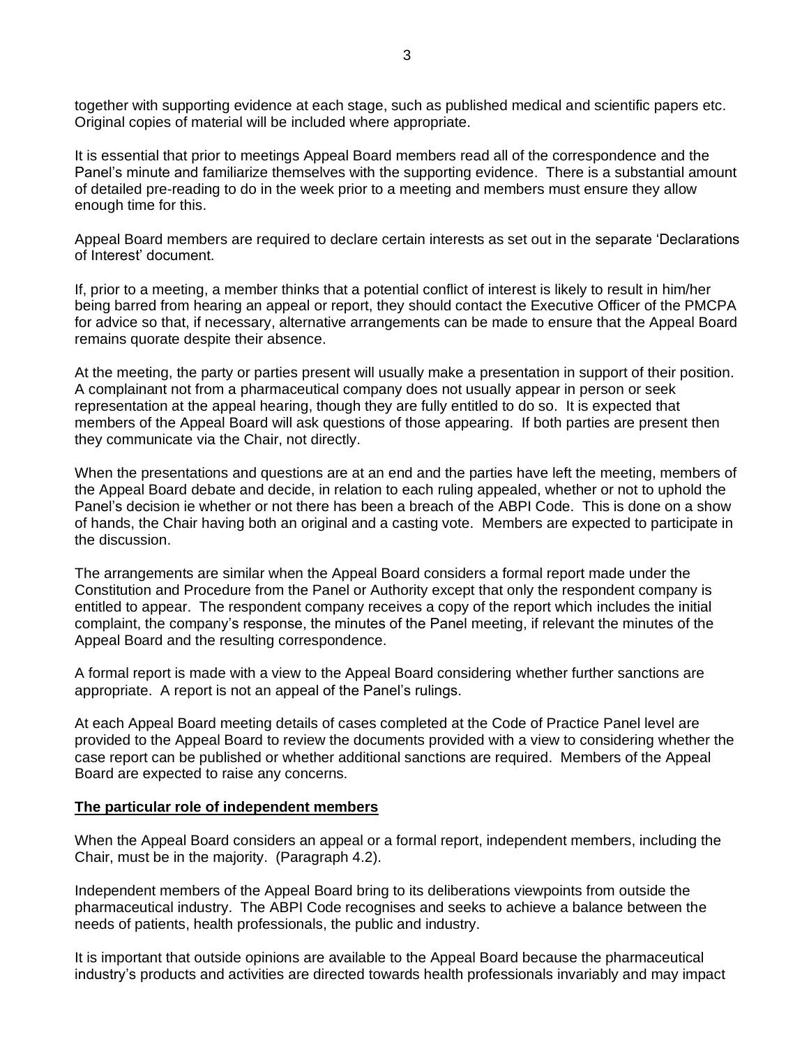together with supporting evidence at each stage, such as published medical and scientific papers etc. Original copies of material will be included where appropriate.

It is essential that prior to meetings Appeal Board members read all of the correspondence and the Panel's minute and familiarize themselves with the supporting evidence. There is a substantial amount of detailed pre-reading to do in the week prior to a meeting and members must ensure they allow enough time for this.

Appeal Board members are required to declare certain interests as set out in the separate 'Declarations of Interest' document.

If, prior to a meeting, a member thinks that a potential conflict of interest is likely to result in him/her being barred from hearing an appeal or report, they should contact the Executive Officer of the PMCPA for advice so that, if necessary, alternative arrangements can be made to ensure that the Appeal Board remains quorate despite their absence.

At the meeting, the party or parties present will usually make a presentation in support of their position. A complainant not from a pharmaceutical company does not usually appear in person or seek representation at the appeal hearing, though they are fully entitled to do so. It is expected that members of the Appeal Board will ask questions of those appearing. If both parties are present then they communicate via the Chair, not directly.

When the presentations and questions are at an end and the parties have left the meeting, members of the Appeal Board debate and decide, in relation to each ruling appealed, whether or not to uphold the Panel's decision ie whether or not there has been a breach of the ABPI Code. This is done on a show of hands, the Chair having both an original and a casting vote. Members are expected to participate in the discussion.

The arrangements are similar when the Appeal Board considers a formal report made under the Constitution and Procedure from the Panel or Authority except that only the respondent company is entitled to appear. The respondent company receives a copy of the report which includes the initial complaint, the company's response, the minutes of the Panel meeting, if relevant the minutes of the Appeal Board and the resulting correspondence.

A formal report is made with a view to the Appeal Board considering whether further sanctions are appropriate. A report is not an appeal of the Panel's rulings.

At each Appeal Board meeting details of cases completed at the Code of Practice Panel level are provided to the Appeal Board to review the documents provided with a view to considering whether the case report can be published or whether additional sanctions are required. Members of the Appeal Board are expected to raise any concerns.

## The particular role of independent members

When the Appeal Board considers an appeal or a formal report, independent members, including the Chair, must be in the majority. (Paragraph 4.2).

Independent members of the Appeal Board bring to its deliberations viewpoints from outside the pharmaceutical industry. The ABPI Code recognises and seeks to achieve a balance between the needs of patients, health professionals, the public and industry.

It is important that outside opinions are available to the Appeal Board because the pharmaceutical industry's products and activities are directed towards health professionals invariably and may impact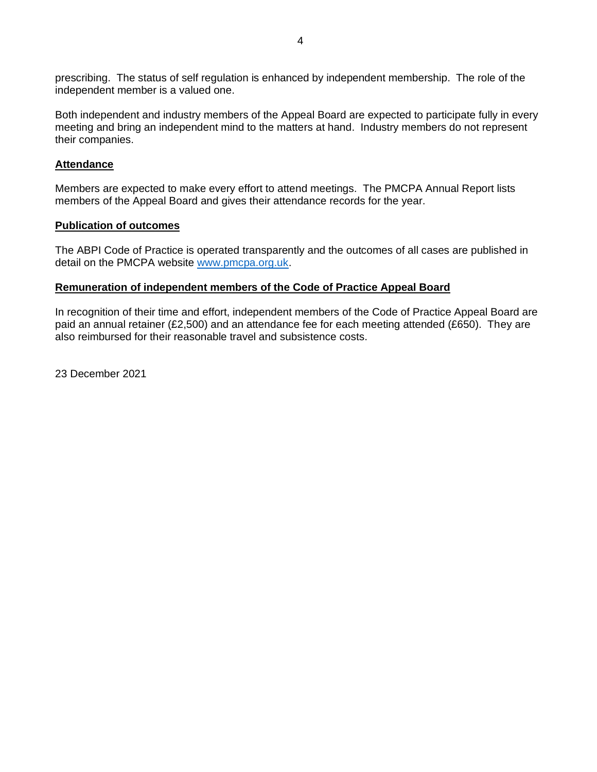prescribing. The status of self regulation is enhanced by independent membership. The role of the independent member is a valued one.

Both independent and industry members of the Appeal Board are expected to participate fully in every meeting and bring an independent mind to the matters at hand. Industry members do not represent their companies.

## Attendance

Members are expected to make every effort to attend meetings. The PMCPA Annual Report lists members of the Appeal Board and gives their attendance records for the year.

## Publication of outcomes

The ABPI Code of Practice is operated transparently and the outcomes of all cases are published in detail on the PMCPA website [www.pmcpa.org.uk](http://www.pmcpa.org.uk).

## Remuneration of independent members of the Code of Practice Appeal Board

In recognition of their time and effort, independent members of the Code of Practice Appeal Board are paid an annual retainer (£2,500) and an attendance fee for each meeting attended (£650). They are also reimbursed for their reasonable travel and subsistence costs.

23 December 2021